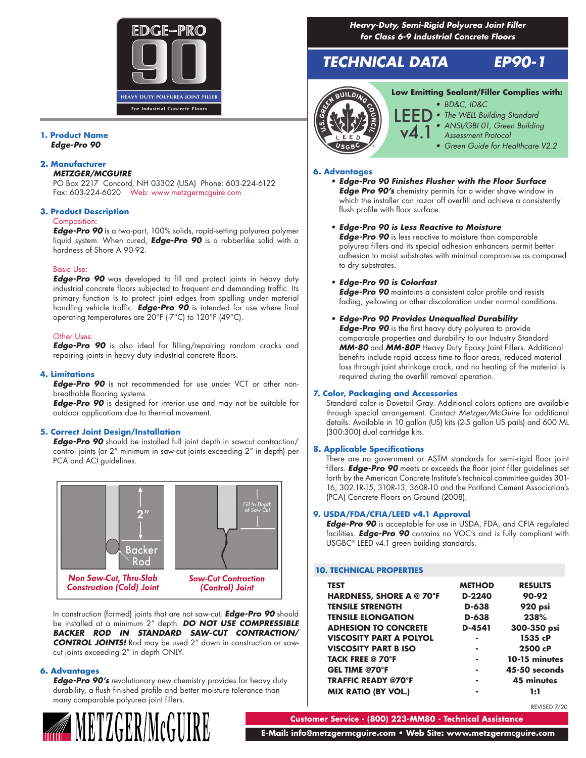# EDGE-PRO 90

HEAVY DUTY POLYUREA JOINT FILLER
For Industrial Concrete Floors

***Heavy-Duty, Semi-Rigid Polyurea Joint Filler for Class 6-9 Industrial Concrete Floors***

## TECHNICAL DATA EP90-1

**Low Emitting Sealant/Filler Complies with:**

LEED v4.1

- *BD&C, ID&C*
- *The WELL Building Standard*
- *ANSI/GBI 01, Green Building Assessment Protocol*
- *Green Guide for Healthcare V2.2*

### 1. Product Name

***Edge-Pro 90***

### 2. Manufacturer

***METZGER/MCGUIRE***

PO Box 2217 Concord, NH 03302 (USA) Phone: 603-224-6122
Fax: 603-224-6020 Web: www.metzgermcguire.com

### 3. Product Description

Composition:

***Edge-Pro 90*** is a two-part, 100% solids, rapid-setting polyurea polymer liquid system. When cured, ***Edge-Pro 90*** is a rubberlike solid with a hardness of Shore A 90-92.

Basic Use:

***Edge-Pro 90*** was developed to fill and protect joints in heavy duty industrial concrete floors subjected to frequent and demanding traffic. Its primary function is to protect joint edges from spalling under material handling vehicle traffic. ***Edge-Pro 90*** is intended for use where final operating temperatures are 20°F (-7°C) to 120°F (49°C).

Other Uses:

***Edge-Pro 90*** is also ideal for filling/repairing random cracks and repairing joints in heavy duty industrial concrete floors.

### 4. Limitations

***Edge-Pro 90*** is not recommended for use under VCT or other non-breathable flooring systems.

***Edge-Pro 90*** is designed for interior use and may not be suitable for outdoor applications due to thermal movement.

### 5. Correct Joint Design/Installation

***Edge-Pro 90*** should be installed full joint depth in sawcut contraction/control joints (or 2" minimum in saw-cut joints exceeding 2" in depth) per PCA and ACI guidelines.

2" — Backer Rod

*Non Saw-Cut, Thru-Slab Construction (Cold) Joint*

Fill to Depth of Saw Cut

*Saw-Cut Contraction (Control) Joint*

In construction (formed) joints that are not saw-cut, ***Edge-Pro 90*** should be installed at a minimum 2" depth. ***DO NOT USE COMPRESSIBLE BACKER ROD IN STANDARD SAW-CUT CONTRACTION/ CONTROL JOINTS!*** Rod may be used 2" down in construction or saw-cut joints exceeding 2" in depth ONLY.

### 6. Advantages

***Edge-Pro 90's*** revolutionary new chemistry provides for heavy duty durability, a flush finished profile and better moisture tolerance than many comparable polyurea joint fillers.

- ***Edge-Pro 90 Finishes Flusher with the Floor Surface***
  ***Edge Pro 90's*** chemistry permits for a wider shave window in which the installer can razor off overfill and achieve a consistently flush profile with floor surface.

- ***Edge-Pro 90 is Less Reactive to Moisture***
  ***Edge-Pro 90*** is less reactive to moisture than comparable polyurea fillers and its special adhesion enhancers permit better adhesion to moist substrates with minimal compromise as compared to dry substrates.

- ***Edge-Pro 90 is Colorfast***
  ***Edge-Pro 90*** maintains a consistent color profile and resists fading, yellowing or other discoloration under normal conditions.

- ***Edge-Pro 90 Provides Unequalled Durability***
  ***Edge-Pro 90*** is the first heavy duty polyurea to provide comparable properties and durability to our Industry Standard ***MM-80*** and ***MM-80P*** Heavy Duty Epoxy Joint Fillers. Additional benefits include rapid access time to floor areas, reduced material loss through joint shrinkage crack, and no heating of the material is required during the overfill removal operation.

### 7. Color, Packaging and Accessories

Standard color is Dovetail Gray. Additional colors options are available through special arrangement. Contact *Metzger/McGuire* for additional details. Available in 10 gallon (US) kits (2-5 gallon US pails) and 600 ML (300:300) dual cartridge kits.

### 8. Applicable Specifications

There are no government or ASTM standards for semi-rigid floor joint fillers. ***Edge-Pro 90*** meets or exceeds the floor joint filler guidelines set forth by the American Concrete Institute's technical committee guides 301-16, 302.1R-15, 310R-13, 360R-10 and the Portland Cement Association's (PCA) Concrete Floors on Ground (2008).

### 9. USDA/FDA/CFIA/LEED v4.1 Approval

***Edge-Pro 90*** is acceptable for use in USDA, FDA, and CFIA regulated facilities. ***Edge-Pro 90*** contains no VOC's and is fully compliant with USGBC® LEED v4.1 green building standards.

### 10. TECHNICAL PROPERTIES

| TEST | METHOD | RESULTS |
|---|---|---|
| HARDNESS, SHORE A @ 70°F | D-2240 | 90-92 |
| TENSILE STRENGTH | D-638 | 920 psi |
| TENSILE ELONGATION | D-638 | 238% |
| ADHESION TO CONCRETE | D-4541 | 300-350 psi |
| VISCOSITY PART A POLYOL | - | 1535 cP |
| VISCOSITY PART B ISO | - | 2500 cP |
| TACK FREE @ 70°F | - | 10-15 minutes |
| GEL TIME @70°F | - | 45-50 seconds |
| TRAFFIC READY @70°F | - | 45 minutes |
| MIX RATIO (BY VOL.) | - | 1:1 |

REVISED 7/20

METZGER/McGUIRE

Customer Service - (800) 223-MM80 - Technical Assistance

E-Mail: info@metzgermcguire.com • Web Site: www.metzgermcguire.com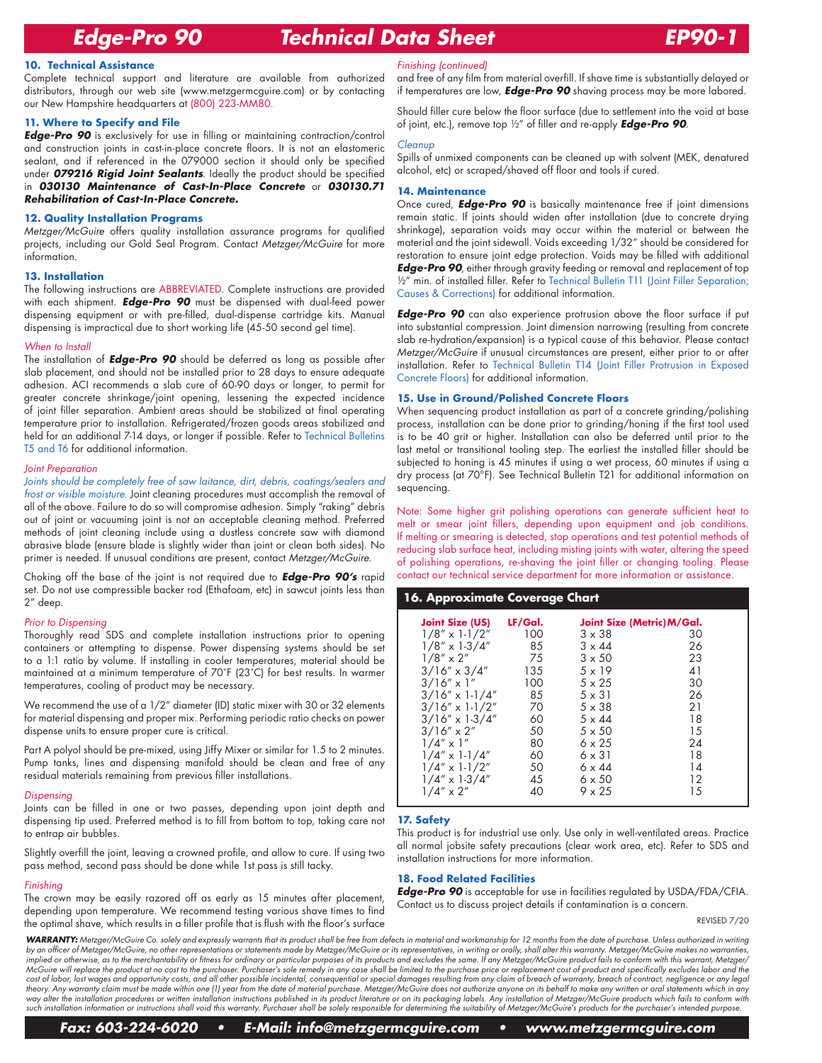## 10. Technical Assistance

Complete technical support and literature are available from authorized distributors, through our web site (www.metzgermcguire.com) or by contacting our New Hampshire headquarters at (800) 223-MM80.

## 11. Where to Specify and File

***Edge-Pro 90*** is exclusively for use in filling or maintaining contraction/control and construction joints in cast-in-place concrete floors. It is not an elastomeric sealant, and if referenced in the 079000 section it should only be specified under ***079216 Rigid Joint Sealants***. Ideally the product should be specified in ***030130 Maintenance of Cast-In-Place Concrete*** or ***030130.71 Rehabilitation of Cast-In-Place Concrete.***

## 12. Quality Installation Programs

*Metzger/McGuire* offers quality installation assurance programs for qualified projects, including our Gold Seal Program. Contact *Metzger/McGuire* for more information.

## 13. Installation

The following instructions are ABBREVIATED. Complete instructions are provided with each shipment. ***Edge-Pro 90*** must be dispensed with dual-feed power dispensing equipment or with pre-filled, dual-dispense cartridge kits. Manual dispensing is impractical due to short working life (45-50 second gel time).

*When to Install*

The installation of ***Edge-Pro 90*** should be deferred as long as possible after slab placement, and should not be installed prior to 28 days to ensure adequate adhesion. ACI recommends a slab cure of 60-90 days or longer, to permit for greater concrete shrinkage/joint opening, lessening the expected incidence of joint filler separation. Ambient areas should be stabilized at final operating temperature prior to installation. Refrigerated/frozen goods areas stabilized and held for an additional 7-14 days, or longer if possible. Refer to Technical Bulletins T5 and T6 for additional information.

*Joint Preparation*

*Joints should be completely free of saw laitance, dirt, debris, coatings/sealers and frost or visible moisture.* Joint cleaning procedures must accomplish the removal of all of the above. Failure to do so will compromise adhesion. Simply "raking" debris out of joint or vacuuming joint is not an acceptable cleaning method. Preferred methods of joint cleaning include using a dustless concrete saw with diamond abrasive blade (ensure blade is slightly wider than joint or clean both sides). No primer is needed. If unusual conditions are present, contact *Metzger/McGuire*.

Choking off the base of the joint is not required due to ***Edge-Pro 90's*** rapid set. Do not use compressible backer rod (Ethafoam, etc) in sawcut joints less than 2" deep.

*Prior to Dispensing*

Thoroughly read SDS and complete installation instructions prior to opening containers or attempting to dispense. Power dispensing systems should be set to a 1:1 ratio by volume. If installing in cooler temperatures, material should be maintained at a minimum temperature of 70˚F (23˚C) for best results. In warmer temperatures, cooling of product may be necessary.

We recommend the use of a 1/2" diameter (ID) static mixer with 30 or 32 elements for material dispensing and proper mix. Performing periodic ratio checks on power dispense units to ensure proper cure is critical.

Part A polyol should be pre-mixed, using Jiffy Mixer or similar for 1.5 to 2 minutes. Pump tanks, lines and dispensing manifold should be clean and free of any residual materials remaining from previous filler installations.

*Dispensing*

Joints can be filled in one or two passes, depending upon joint depth and dispensing tip used. Preferred method is to fill from bottom to top, taking care not to entrap air bubbles.

Slightly overfill the joint, leaving a crowned profile, and allow to cure. If using two pass method, second pass should be done while 1st pass is still tacky.

*Finishing*

The crown may be easily razored off as early as 15 minutes after placement, depending upon temperature. We recommend testing various shave times to find the optimal shave, which results in a filler profile that is flush with the floor's surface and free of any film from material overfill. If shave time is substantially delayed or if temperatures are low, ***Edge-Pro 90*** shaving process may be more labored.

Should filler cure below the floor surface (due to settlement into the void at base of joint, etc.), remove top ½" of filler and re-apply ***Edge-Pro 90***.

*Cleanup*

Spills of unmixed components can be cleaned up with solvent (MEK, denatured alcohol, etc) or scraped/shaved off floor and tools if cured.

## 14. Maintenance

Once cured, ***Edge-Pro 90*** is basically maintenance free if joint dimensions remain static. If joints should widen after installation (due to concrete drying shrinkage), separation voids may occur within the material or between the material and the joint sidewall. Voids exceeding 1/32" should be considered for restoration to ensure joint edge protection. Voids may be filled with additional ***Edge-Pro 90***, either through gravity feeding or removal and replacement of top ½" min. of installed filler. Refer to Technical Bulletin T11 (Joint Filler Separation; Causes & Corrections) for additional information.

***Edge-Pro 90*** can also experience protrusion above the floor surface if put into substantial compression. Joint dimension narrowing (resulting from concrete slab re-hydration/expansion) is a typical cause of this behavior. Please contact *Metzger/McGuire* if unusual circumstances are present, either prior to or after installation. Refer to Technical Bulletin T14 (Joint Filler Protrusion in Exposed Concrete Floors) for additional information.

## 15. Use in Ground/Polished Concrete Floors

When sequencing product installation as part of a concrete grinding/polishing process, installation can be done prior to grinding/honing if the first tool used is to be 40 grit or higher. Installation can also be deferred until prior to the last metal or transitional tooling step. The earliest the installed filler should be subjected to honing is 45 minutes if using a wet process, 60 minutes if using a dry process (at 70°F). See Technical Bulletin T21 for additional information on sequencing.

Note: Some higher grit polishing operations can generate sufficient heat to melt or smear joint fillers, depending upon equipment and job conditions. If melting or smearing is detected, stop operations and test potential methods of reducing slab surface heat, including misting joints with water, altering the speed of polishing operations, re-shaving the joint filler or changing tooling. Please contact our technical service department for more information or assistance.

## 16. Approximate Coverage Chart

| Joint Size (US) | LF/Gal. | Joint Size (Metric) | M/Gal. |
|---|---|---|---|
| 1/8" x 1-1/2" | 100 | 3 x 38 | 30 |
| 1/8" x 1-3/4" | 85 | 3 x 44 | 26 |
| 1/8" x 2" | 75 | 3 x 50 | 23 |
| 3/16" x 3/4" | 135 | 5 x 19 | 41 |
| 3/16" x 1" | 100 | 5 x 25 | 30 |
| 3/16" x 1-1/4" | 85 | 5 x 31 | 26 |
| 3/16" x 1-1/2" | 70 | 5 x 38 | 21 |
| 3/16" x 1-3/4" | 60 | 5 x 44 | 18 |
| 3/16" x 2" | 50 | 5 x 50 | 15 |
| 1/4" x 1" | 80 | 6 x 25 | 24 |
| 1/4" x 1-1/4" | 60 | 6 x 31 | 18 |
| 1/4" x 1-1/2" | 50 | 6 x 44 | 14 |
| 1/4" x 1-3/4" | 45 | 6 x 50 | 12 |
| 1/4" x 2" | 40 | 9 x 25 | 15 |

## 17. Safety

This product is for industrial use only. Use only in well-ventilated areas. Practice all normal jobsite safety precautions (clear work area, etc). Refer to SDS and installation instructions for more information.

## 18. Food Related Facilities

***Edge-Pro 90*** is acceptable for use in facilities regulated by USDA/FDA/CFIA. Contact us to discuss project details if contamination is a concern.

REVISED 7/20

***WARRANTY:*** *Metzger/McGuire Co. solely and expressly warrants that its product shall be free from defects in material and workmanship for 12 months from the date of purchase. Unless authorized in writing by an officer of Metzger/McGuire, no other representations or statements made by Metzger/McGuire or its representatives, in writing or orally, shall alter this warranty. Metzger/McGuire makes no warranties, implied or otherwise, as to the merchantability or fitness for ordinary or particular purposes of its products and excludes the same. If any Metzger/McGuire product fails to conform with this warrant, Metzger/McGuire will replace the product at no cost to the purchaser. Purchaser's sole remedy in any case shall be limited to the purchase price or replacement cost of product and specifically excludes labor and the cost of labor, lost wages and opportunity costs, and all other possible incidental, consequential or special damages resulting from any claim of breach of warranty, breach of contract, negligence or any legal theory. Any warranty claim must be made within one (1) year from the date of material purchase. Metzger/McGuire does not authorize anyone on its behalf to make any written or oral statements which in any way alter the installation procedures or written installation instructions published in its product literature or on its packaging labels. Any installation of Metzger/McGuire products which fails to conform with such installation information or instructions shall void this warranty. Purchaser shall be solely responsible for determining the suitability of Metzger/McGuire's products for the purchaser's intended purpose.*

***Fax: 603-224-6020 • E-Mail: info@metzgermcguire.com • www.metzgermcguire.com***